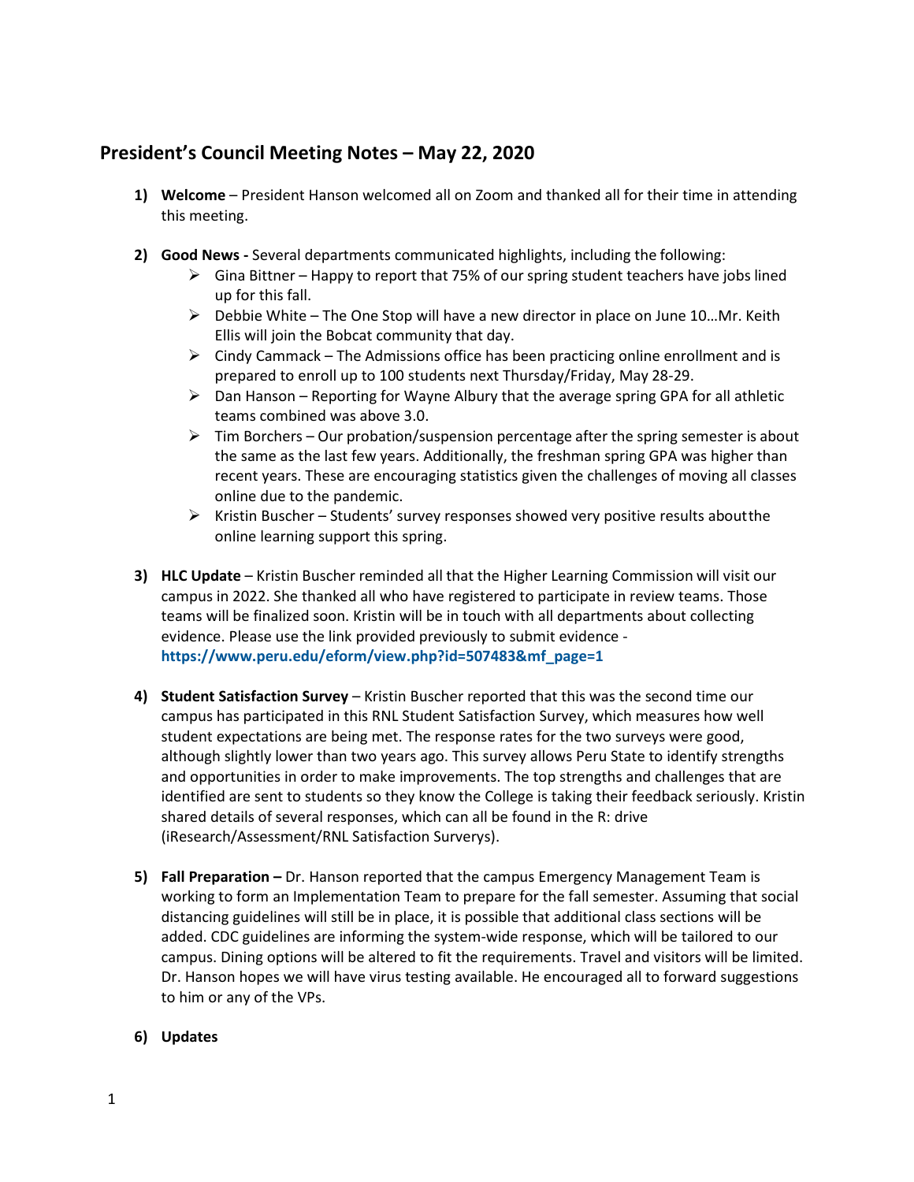## President's Council Meeting Notes – May 22, 2020

1) **Welcome** – President Hanson welcomed all on Zoom and thanked all for their time in attending this meeting.

2) **Good News -** Several departments communicated highlights, including the following:
   - Gina Bittner – Happy to report that 75% of our spring student teachers have jobs lined up for this fall.
   - Debbie White – The One Stop will have a new director in place on June 10…Mr. Keith Ellis will join the Bobcat community that day.
   - Cindy Cammack – The Admissions office has been practicing online enrollment and is prepared to enroll up to 100 students next Thursday/Friday, May 28-29.
   - Dan Hanson – Reporting for Wayne Albury that the average spring GPA for all athletic teams combined was above 3.0.
   - Tim Borchers – Our probation/suspension percentage after the spring semester is about the same as the last few years. Additionally, the freshman spring GPA was higher than recent years. These are encouraging statistics given the challenges of moving all classes online due to the pandemic.
   - Kristin Buscher – Students' survey responses showed very positive results aboutthe online learning support this spring.

3) **HLC Update** – Kristin Buscher reminded all that the Higher Learning Commission will visit our campus in 2022. She thanked all who have registered to participate in review teams. Those teams will be finalized soon. Kristin will be in touch with all departments about collecting evidence. Please use the link provided previously to submit evidence - **https://www.peru.edu/eform/view.php?id=507483&mf_page=1**

4) **Student Satisfaction Survey** – Kristin Buscher reported that this was the second time our campus has participated in this RNL Student Satisfaction Survey, which measures how well student expectations are being met. The response rates for the two surveys were good, although slightly lower than two years ago. This survey allows Peru State to identify strengths and opportunities in order to make improvements. The top strengths and challenges that are identified are sent to students so they know the College is taking their feedback seriously. Kristin shared details of several responses, which can all be found in the R: drive (iResearch/Assessment/RNL Satisfaction Surverys).

5) **Fall Preparation –** Dr. Hanson reported that the campus Emergency Management Team is working to form an Implementation Team to prepare for the fall semester. Assuming that social distancing guidelines will still be in place, it is possible that additional class sections will be added. CDC guidelines are informing the system-wide response, which will be tailored to our campus. Dining options will be altered to fit the requirements. Travel and visitors will be limited. Dr. Hanson hopes we will have virus testing available. He encouraged all to forward suggestions to him or any of the VPs.

6) **Updates**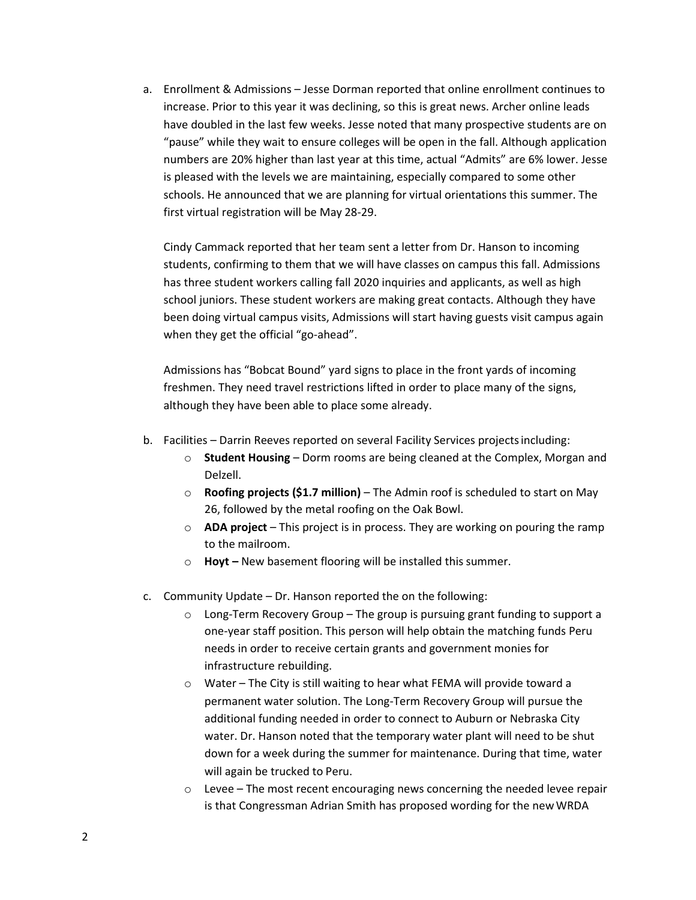a. Enrollment & Admissions – Jesse Dorman reported that online enrollment continues to increase. Prior to this year it was declining, so this is great news. Archer online leads have doubled in the last few weeks. Jesse noted that many prospective students are on "pause" while they wait to ensure colleges will be open in the fall. Although application numbers are 20% higher than last year at this time, actual "Admits" are 6% lower. Jesse is pleased with the levels we are maintaining, especially compared to some other schools. He announced that we are planning for virtual orientations this summer. The first virtual registration will be May 28-29.

   Cindy Cammack reported that her team sent a letter from Dr. Hanson to incoming students, confirming to them that we will have classes on campus this fall. Admissions has three student workers calling fall 2020 inquiries and applicants, as well as high school juniors. These student workers are making great contacts. Although they have been doing virtual campus visits, Admissions will start having guests visit campus again when they get the official "go-ahead".

   Admissions has "Bobcat Bound" yard signs to place in the front yards of incoming freshmen. They need travel restrictions lifted in order to place many of the signs, although they have been able to place some already.

b. Facilities – Darrin Reeves reported on several Facility Services projects including:
   - **Student Housing** – Dorm rooms are being cleaned at the Complex, Morgan and Delzell.
   - **Roofing projects ($1.7 million)** – The Admin roof is scheduled to start on May 26, followed by the metal roofing on the Oak Bowl.
   - **ADA project** – This project is in process. They are working on pouring the ramp to the mailroom.
   - **Hoyt –** New basement flooring will be installed this summer.

c. Community Update – Dr. Hanson reported the on the following:
   - Long-Term Recovery Group – The group is pursuing grant funding to support a one-year staff position. This person will help obtain the matching funds Peru needs in order to receive certain grants and government monies for infrastructure rebuilding.
   - Water – The City is still waiting to hear what FEMA will provide toward a permanent water solution. The Long-Term Recovery Group will pursue the additional funding needed in order to connect to Auburn or Nebraska City water. Dr. Hanson noted that the temporary water plant will need to be shut down for a week during the summer for maintenance. During that time, water will again be trucked to Peru.
   - Levee – The most recent encouraging news concerning the needed levee repair is that Congressman Adrian Smith has proposed wording for the new WRDA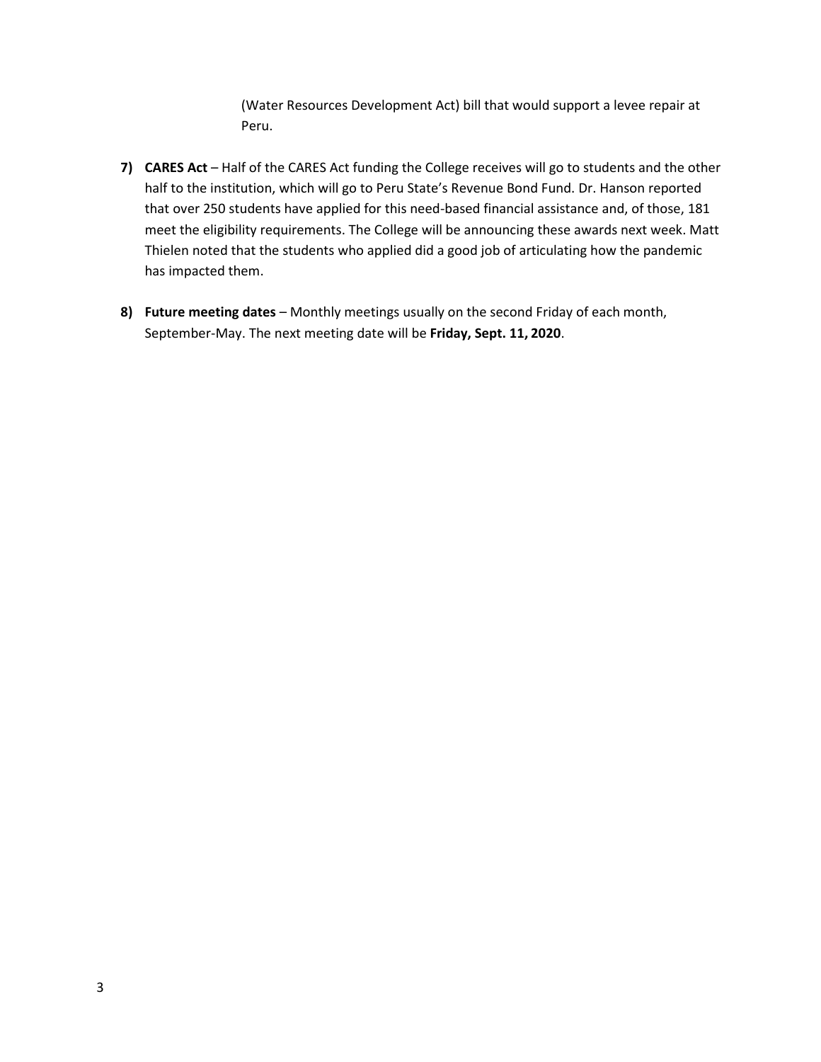(Water Resources Development Act) bill that would support a levee repair at Peru.

7) **CARES Act** – Half of the CARES Act funding the College receives will go to students and the other half to the institution, which will go to Peru State's Revenue Bond Fund. Dr. Hanson reported that over 250 students have applied for this need-based financial assistance and, of those, 181 meet the eligibility requirements. The College will be announcing these awards next week. Matt Thielen noted that the students who applied did a good job of articulating how the pandemic has impacted them.

8) **Future meeting dates** – Monthly meetings usually on the second Friday of each month, September-May. The next meeting date will be **Friday, Sept. 11, 2020**.